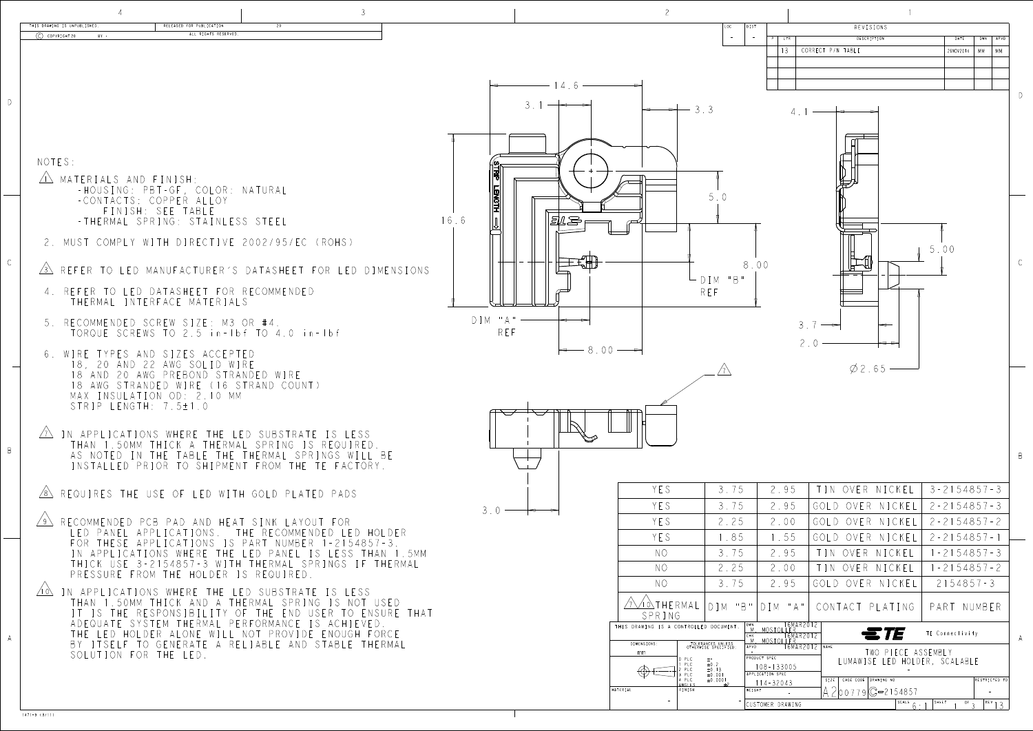THIS DRAWING IS UNPUBLISHED. © COPYRIGHT 20 BY -

RELEASED FOR PUBLICATION 20 ALL RIGHTS RESERVED.

| P | LTR | DESCRIPTION | DATE | DWN | APVD |
|---|---|---|---|---|---|
| | 13 | CORRECT P/N TABLE | 26NOV2014 | MM | MM |

## NOTES:

1. MATERIALS AND FINISH:
   - HOUSING: PBT-GF, COLOR: NATURAL
   - CONTACTS: COPPER ALLOY
     FINISH: SEE TABLE
   - THERMAL SPRING: STAINLESS STEEL
2. MUST COMPLY WITH DIRECTIVE 2002/95/EC (ROHS)
3. REFER TO LED MANUFACTURER'S DATASHEET FOR LED DIMENSIONS
4. REFER TO LED DATASHEET FOR RECOMMENDED THERMAL INTERFACE MATERIALS
5. RECOMMENDED SCREW SIZE: M3 OR #4. TORQUE SCREWS TO 2.5 in-lbf TO 4.0 in-lbf
6. WIRE TYPES AND SIZES ACCEPTED
   18, 20 AND 22 AWG SOLID WIRE
   18 AND 20 AWG PREBOND STRANDED WIRE
   18 AWG STRANDED WIRE (16 STRAND COUNT)
   MAX INSULATION OD: 2.10 MM
   STRIP LENGTH: 7.5±1.0
7. IN APPLICATIONS WHERE THE LED SUBSTRATE IS LESS THAN 1.50MM THICK A THERMAL SPRING IS REQUIRED. AS NOTED IN THE TABLE THE THERMAL SPRINGS WILL BE INSTALLED PRIOR TO SHIPMENT FROM THE TE FACTORY.
8. REQUIRES THE USE OF LED WITH GOLD PLATED PADS
9. RECOMMENDED PCB PAD AND HEAT SINK LAYOUT FOR LED PANEL APPLICATIONS. THE RECOMMENDED LED HOLDER FOR THESE APPLICATIONS IS PART NUMBER 1-2154857-3. IN APPLICATIONS WHERE THE LED PANEL IS LESS THAN 1.5MM THICK USE 3-2154857-3 WITH THERMAL SPRINGS IF THERMAL PRESSURE FROM THE HOLDER IS REQUIRED.
10. IN APPLICATIONS WHERE THE LED SUBSTRATE IS LESS THAN 1.50MM THICK AND A THERMAL SPRING IS NOT USED IT IS THE RESPONSIBILITY OF THE END USER TO ENSURE THAT ADEQUATE SYSTEM THERMAL PERFORMANCE IS ACHIEVED. THE LED HOLDER ALONE WILL NOT PROVIDE ENOUGH FORCE BY ITSELF TO GENERATE A RELIABLE AND STABLE THERMAL SOLUTION FOR THE LED.

Dimensions: 14.6, 3.1, 3.3, 5.0, 16.6, 8.00, DIM "B" REF, DIM "A" REF, 8.00, 4.1, 5.00, 3.7, 2.0, Ø2.65, 3.0, STRIP LENGTH

| 7 10 THERMAL SPRING | DIM "B" | DIM "A" | CONTACT PLATING | PART NUMBER |
|---|---|---|---|---|
| YES | 3.75 | 2.95 | TIN OVER NICKEL | 3-2154857-3 |
| YES | 3.75 | 2.95 | GOLD OVER NICKEL | 2-2154857-3 |
| YES | 2.25 | 2.00 | GOLD OVER NICKEL | 2-2154857-2 |
| YES | 1.85 | 1.55 | GOLD OVER NICKEL | 2-2154857-1 |
| NO | 3.75 | 2.95 | TIN OVER NICKEL | 1-2154857-3 |
| NO | 2.25 | 2.00 | TIN OVER NICKEL | 1-2154857-2 |
| NO | 3.75 | 2.95 | GOLD OVER NICKEL | 2154857-3 |

THIS DRAWING IS A CONTROLLED DOCUMENT.

DWN M. MOSTOLLER 16MAR2012; CHK M. MOSTOLLER 16MAR2012; APVD 16MAR2012

DIMENSIONS: mm. TOLERANCES UNLESS OTHERWISE SPECIFIED: 0 PLC ±- ; 1 PLC ±0.2 ; 2 PLC ±0.13 ; 3 PLC ±0.001 ; 4 PLC ±0.0001 ; ANGLES ±-

PRODUCT SPEC 108-133005; APPLICATION SPEC 114-32043; WEIGHT -; MATERIAL -; FINISH -

TE Connectivity

NAME: TWO PIECE ASSEMBLY LUMAWISE LED HOLDER, SCALABLE

SIZE A2; CAGE CODE 00779; DRAWING NO C-2154857; RESTRICTED TO -; SCALE 6:1; SHEET 1 OF 3; REV 13

CUSTOMER DRAWING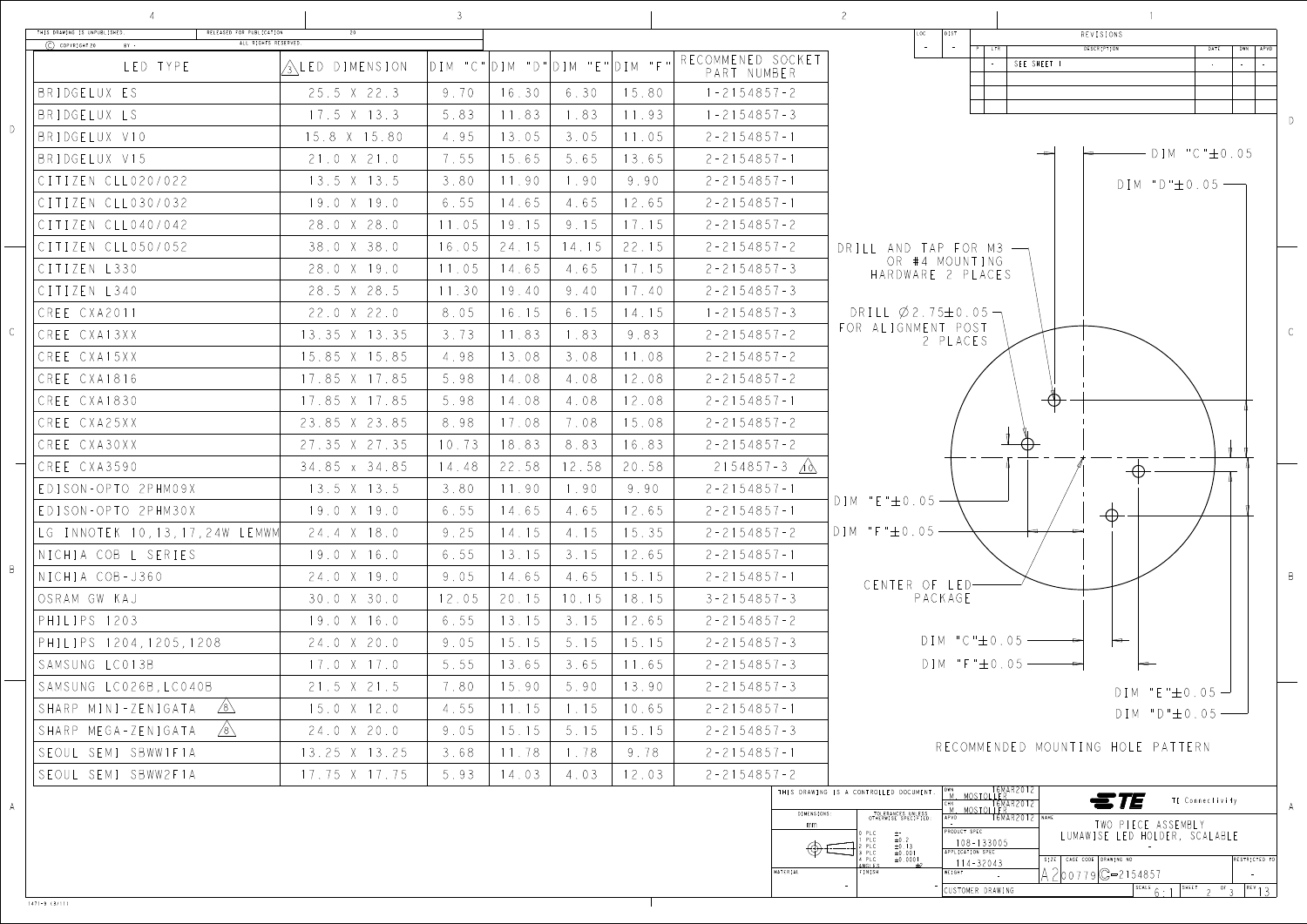| LED TYPE | LED DIMENSION | DIM "C" | DIM "D" | DIM "E" | DIM "F" | RECOMMENED SOCKET PART NUMBER |
|---|---|---|---|---|---|---|
| BRIDGELUX ES | 25.5 X 22.3 | 9.70 | 16.30 | 6.30 | 15.80 | 1-2154857-2 |
| BRIDGELUX LS | 17.5 X 13.3 | 5.83 | 11.83 | 1.83 | 11.93 | 1-2154857-3 |
| BRIDGELUX V10 | 15.8 X 15.80 | 4.95 | 13.05 | 3.05 | 11.05 | 2-2154857-1 |
| BRIDGELUX V15 | 21.0 X 21.0 | 7.55 | 15.65 | 5.65 | 13.65 | 2-2154857-1 |
| CITIZEN CLL020/022 | 13.5 X 13.5 | 3.80 | 11.90 | 1.90 | 9.90 | 2-2154857-1 |
| CITIZEN CLL030/032 | 19.0 X 19.0 | 6.55 | 14.65 | 4.65 | 12.65 | 2-2154857-1 |
| CITIZEN CLL040/042 | 28.0 X 28.0 | 11.05 | 19.15 | 9.15 | 17.15 | 2-2154857-2 |
| CITIZEN CLL050/052 | 38.0 X 38.0 | 16.05 | 24.15 | 14.15 | 22.15 | 2-2154857-2 |
| CITIZEN L330 | 28.0 X 19.0 | 11.05 | 14.65 | 4.65 | 17.15 | 2-2154857-3 |
| CITIZEN L340 | 28.5 X 28.5 | 11.30 | 19.40 | 9.40 | 17.40 | 2-2154857-3 |
| CREE CXA2011 | 22.0 X 22.0 | 8.05 | 16.15 | 6.15 | 14.15 | 1-2154857-3 |
| CREE CXA13XX | 13.35 X 13.35 | 3.73 | 11.83 | 1.83 | 9.83 | 2-2154857-2 |
| CREE CXA15XX | 15.85 X 15.85 | 4.98 | 13.08 | 3.08 | 11.08 | 2-2154857-2 |
| CREE CXA1816 | 17.85 X 17.85 | 5.98 | 14.08 | 4.08 | 12.08 | 2-2154857-2 |
| CREE CXA1830 | 17.85 X 17.85 | 5.98 | 14.08 | 4.08 | 12.08 | 2-2154857-1 |
| CREE CXA25XX | 23.85 X 23.85 | 8.98 | 17.08 | 7.08 | 15.08 | 2-2154857-2 |
| CREE CXA30XX | 27.35 X 27.35 | 10.73 | 18.83 | 8.83 | 16.83 | 2-2154857-2 |
| CREE CXA3590 | 34.85 x 34.85 | 14.48 | 22.58 | 12.58 | 20.58 | 2154857-3 (10) |
| EDISON-OPTO 2PHM09X | 13.5 X 13.5 | 3.80 | 11.90 | 1.90 | 9.90 | 2-2154857-1 |
| EDISON-OPTO 2PHM30X | 19.0 X 19.0 | 6.55 | 14.65 | 4.65 | 12.65 | 2-2154857-1 |
| LG INNOTEK 10,13,17,24W LEMWM | 24.4 X 18.0 | 9.25 | 14.15 | 4.15 | 15.35 | 2-2154857-2 |
| NICHIA COB L SERIES | 19.0 X 16.0 | 6.55 | 13.15 | 3.15 | 12.65 | 2-2154857-1 |
| NICHIA COB-J360 | 24.0 X 19.0 | 9.05 | 14.65 | 4.65 | 15.15 | 2-2154857-1 |
| OSRAM GW KAJ | 30.0 X 30.0 | 12.05 | 20.15 | 10.15 | 18.15 | 3-2154857-3 |
| PHILIPS 1203 | 19.0 X 16.0 | 6.55 | 13.15 | 3.15 | 12.65 | 2-2154857-2 |
| PHILIPS 1204,1205,1208 | 24.0 X 20.0 | 9.05 | 15.15 | 5.15 | 15.15 | 2-2154857-3 |
| SAMSUNG LC013B | 17.0 X 17.0 | 5.55 | 13.65 | 3.65 | 11.65 | 2-2154857-3 |
| SAMSUNG LC026B,LC040B | 21.5 X 21.5 | 7.80 | 15.90 | 5.90 | 13.90 | 2-2154857-3 |
| SHARP MINI-ZENIGATA (8) | 15.0 X 12.0 | 4.55 | 11.15 | 1.15 | 10.65 | 2-2154857-1 |
| SHARP MEGA-ZENIGATA (8) | 24.0 X 20.0 | 9.05 | 15.15 | 5.15 | 15.15 | 2-2154857-3 |
| SEOUL SEMI SBWW1F1A | 13.25 X 13.25 | 3.68 | 11.78 | 1.78 | 9.78 | 2-2154857-1 |
| SEOUL SEMI SBWW2F1A | 17.75 X 17.75 | 5.93 | 14.03 | 4.03 | 12.03 | 2-2154857-2 |

Note: (3) on LED DIMENSION header.

DIM "C" ±0.05
DIM "D" ±0.05
DRILL AND TAP FOR M3 OR #4 MOUNTING HARDWARE 2 PLACES
DRILL Ø2.75±0.05 FOR ALIGNMENT POST 2 PLACES
DIM "E" ±0.05
DIM "F" ±0.05
CENTER OF LED PACKAGE
DIM "C" ±0.05
DIM "F" ±0.05
DIM "E" ±0.05
DIM "D" ±0.05

RECOMMENDED MOUNTING HOLE PATTERN

| | |
|---|---|
| DWN | M. MOSTOLLER 16MAR2012 |
| CHK | M. MOSTOLLER 16MAR2012 |
| APVD | 16MAR2012 |
| PRODUCT SPEC | 108-133005 |
| APPLICATION SPEC | 114-32043 |
| DIMENSIONS | mm |
| TOLERANCES UNLESS OTHERWISE SPECIFIED | 0 PLC ±-, 1 PLC ±0.2, 2 PLC ±0.13, 3 PLC ±0.001, 4 PLC ±0.0001, ANGLES ±2° |
| NAME | TWO PIECE ASSEMBLY LUMAWISE LED HOLDER, SCALABLE |
| SIZE | A2 |
| CAGE CODE | 00779 |
| DRAWING NO | C-2154857 |
| SCALE | 6:1 |
| SHEET | 2 OF 3 |
| REV | 13 |

THIS DRAWING IS A CONTROLLED DOCUMENT.

TE Connectivity

CUSTOMER DRAWING

REVISIONS: SEE SHEET 1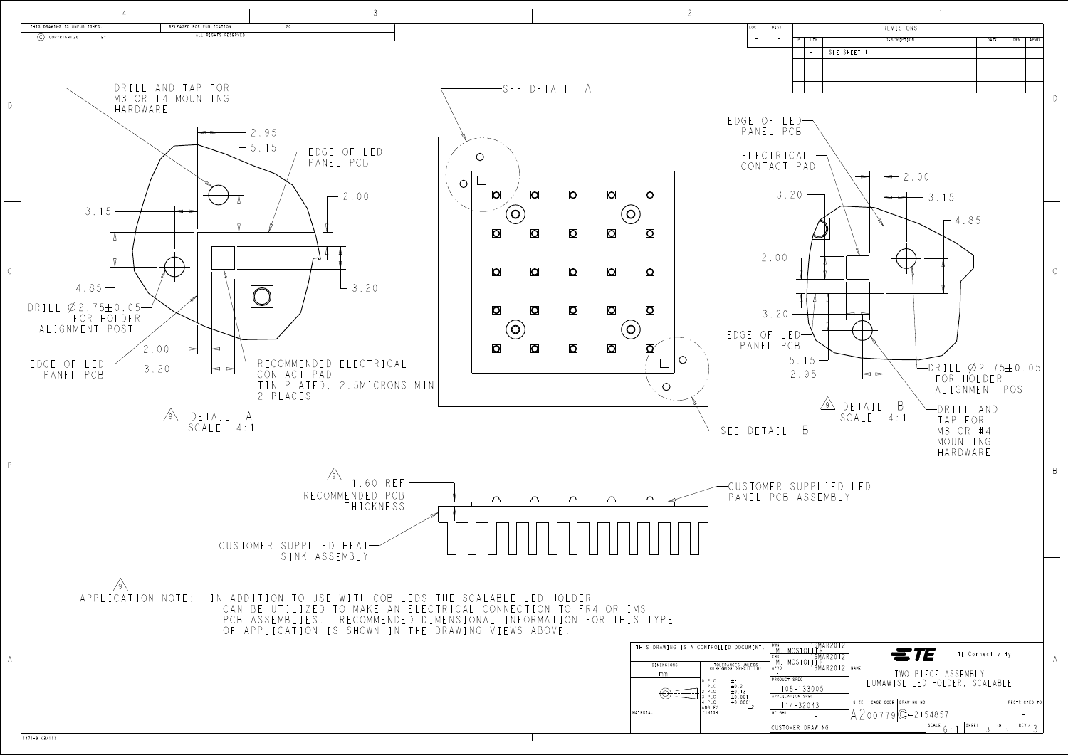THIS DRAWING IS UNPUBLISHED. RELEASED FOR PUBLICATION 20

© COPYRIGHT 20 BY - ALL RIGHTS RESERVED.

| LOC | DIST |
|---|---|
| - | - |

REVISIONS

| P | LTR | DESCRIPTION | DATE | DWN | APVD |
|---|---|---|---|---|---|
| | - | SEE SHEET 1 | - | - | - |

DRILL AND TAP FOR M3 OR #4 MOUNTING HARDWARE

2.95

5.15

EDGE OF LED PANEL PCB

2.00

3.15

4.85

DRILL Ø2.75±0.05 FOR HOLDER ALIGNMENT POST

3.20

EDGE OF LED PANEL PCB

2.00

3.20

RECOMMENDED ELECTRICAL CONTACT PAD TIN PLATED, 2.5MICRONS MIN 2 PLACES

9 DETAIL A SCALE 4:1

SEE DETAIL A

SEE DETAIL B

EDGE OF LED PANEL PCB

ELECTRICAL CONTACT PAD

2.00

3.15

3.20

4.85

2.00

3.20

EDGE OF LED PANEL PCB

5.15

2.95

DRILL Ø2.75±0.05 FOR HOLDER ALIGNMENT POST

9 DETAIL B SCALE 4:1

DRILL AND TAP FOR M3 OR #4 MOUNTING HARDWARE

9 1.60 REF RECOMMENDED PCB THICKNESS

CUSTOMER SUPPLIED LED PANEL PCB ASSEMBLY

CUSTOMER SUPPLIED HEAT SINK ASSEMBLY

9 APPLICATION NOTE: IN ADDITION TO USE WITH COB LEDS THE SCALABLE LED HOLDER CAN BE UTILIZED TO MAKE AN ELECTRICAL CONNECTION TO FR4 OR IMS PCB ASSEMBLIES. RECOMMENDED DIMENSIONAL INFORMATION FOR THIS TYPE OF APPLICATION IS SHOWN IN THE DRAWING VIEWS ABOVE.

THIS DRAWING IS A CONTROLLED DOCUMENT.

DIMENSIONS: mm

TOLERANCES UNLESS OTHERWISE SPECIFIED: 0 PLC ±- ; 1 PLC ±0.2 ; 2 PLC ±0.13 ; 3 PLC ±0.001 ; 4 PLC ±0.0001 ; ANGLES ±2°

MATERIAL: -

FINISH: -

DWN: M. MOSTOLLER 16MAR2012

CHK: M. MOSTOLLER 16MAR2012

APVD: - 16MAR2012

PRODUCT SPEC: 108-133005

APPLICATION SPEC: 114-32043

WEIGHT: -

CUSTOMER DRAWING

TE Connectivity

NAME: TWO PIECE ASSEMBLY LUMAWISE LED HOLDER, SCALABLE -

SIZE: A2 CAGE CODE: 00779 DRAWING NO: C-2154857 RESTRICTED TO: -

SCALE: 6:1 SHEET 3 OF 3 REV 13

1471-9 (3/11)